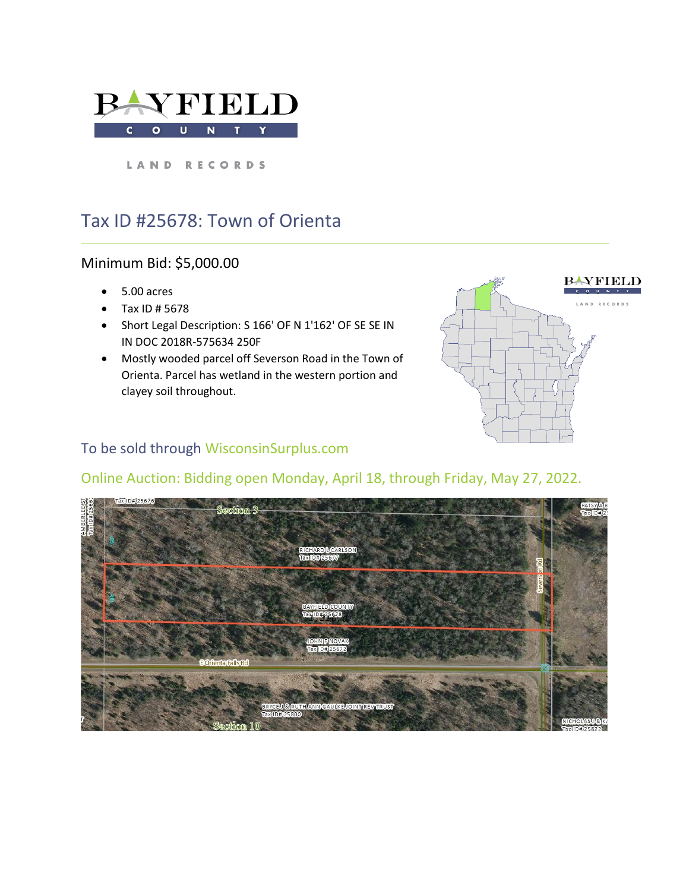# BAYFIELD COUNTY

LAND RECORDS

## Tax ID #25678: Town of Orienta

### Minimum Bid: $5,000.00

- 5.00 acres
- Tax ID # 5678
- Short Legal Description: S 166' OF N 1'162' OF SE SE IN IN DOC 2018R-575634 250F
- Mostly wooded parcel off Severson Road in the Town of Orienta. Parcel has wetland in the western portion and clayey soil throughout.

To be sold through WisconsinSurplus.com

Online Auction: Bidding open Monday, April 18, through Friday, May 27, 2022.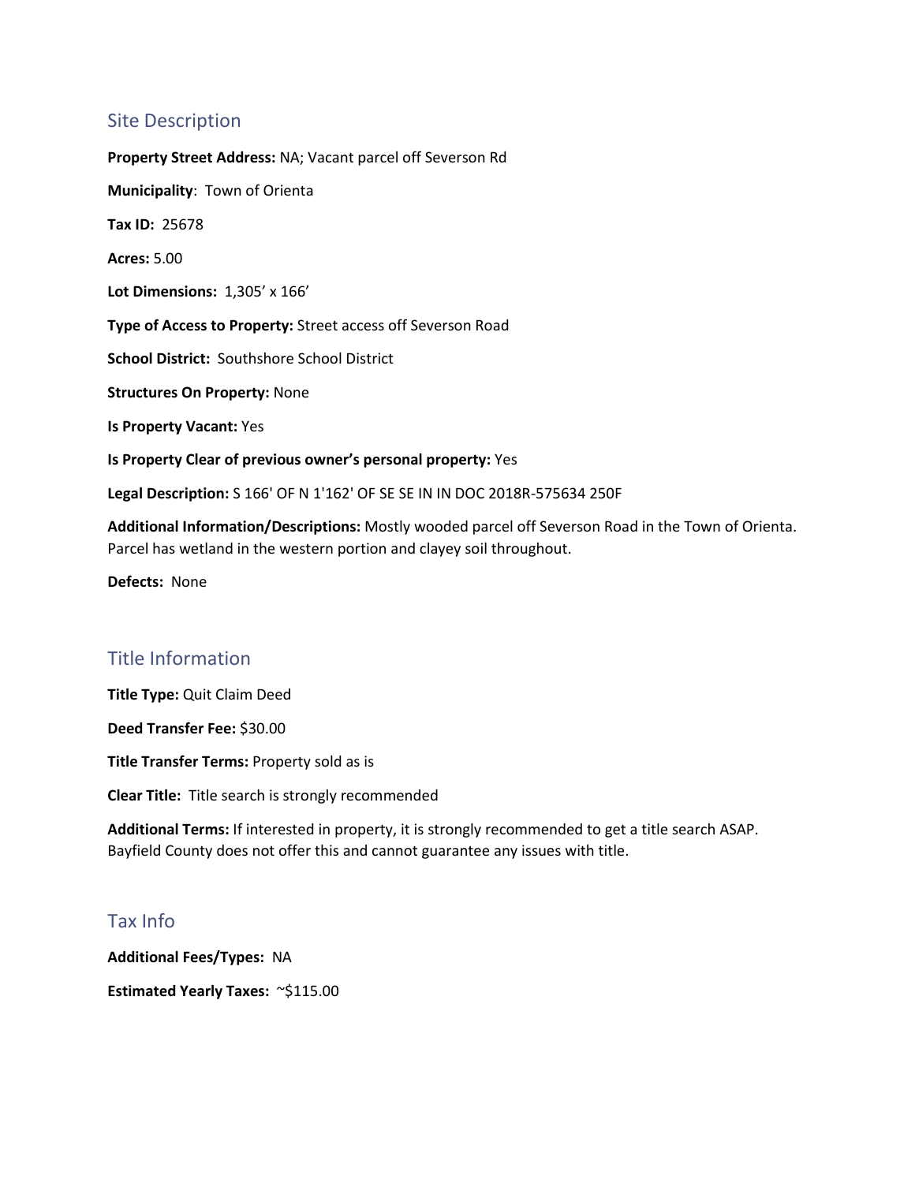## Site Description

**Property Street Address:** NA; Vacant parcel off Severson Rd

**Municipality**: Town of Orienta

**Tax ID:** 25678

**Acres:** 5.00

**Lot Dimensions:** 1,305' x 166'

**Type of Access to Property:** Street access off Severson Road

**School District:** Southshore School District

**Structures On Property:** None

**Is Property Vacant:** Yes

**Is Property Clear of previous owner's personal property:** Yes

**Legal Description:** S 166' OF N 1'162' OF SE SE IN IN DOC 2018R-575634 250F

**Additional Information/Descriptions:** Mostly wooded parcel off Severson Road in the Town of Orienta. Parcel has wetland in the western portion and clayey soil throughout.

**Defects:** None

## Title Information

**Title Type:** Quit Claim Deed

**Deed Transfer Fee:** $30.00

**Title Transfer Terms:** Property sold as is

**Clear Title:** Title search is strongly recommended

**Additional Terms:** If interested in property, it is strongly recommended to get a title search ASAP. Bayfield County does not offer this and cannot guarantee any issues with title.

## Tax Info

**Additional Fees/Types:** NA

**Estimated Yearly Taxes:** ~$115.00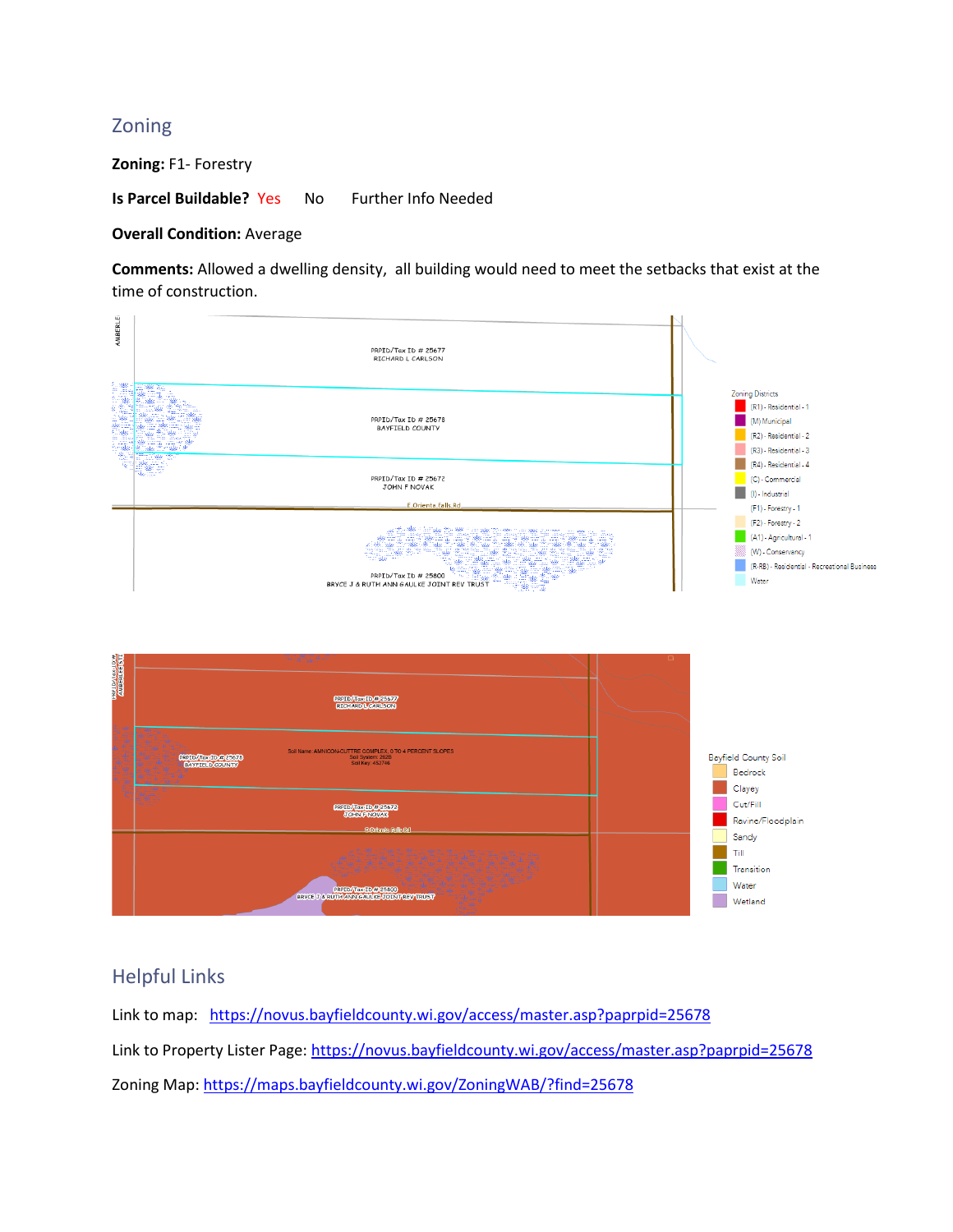## Zoning

**Zoning:** F1- Forestry

**Is Parcel Buildable?** Yes No Further Info Needed

**Overall Condition:** Average

**Comments:** Allowed a dwelling density, all building would need to meet the setbacks that exist at the time of construction.

## Helpful Links

Link to map: https://novus.bayfieldcounty.wi.gov/access/master.asp?paprpid=25678

Link to Property Lister Page: https://novus.bayfieldcounty.wi.gov/access/master.asp?paprpid=25678

Zoning Map: https://maps.bayfieldcounty.wi.gov/ZoningWAB/?find=25678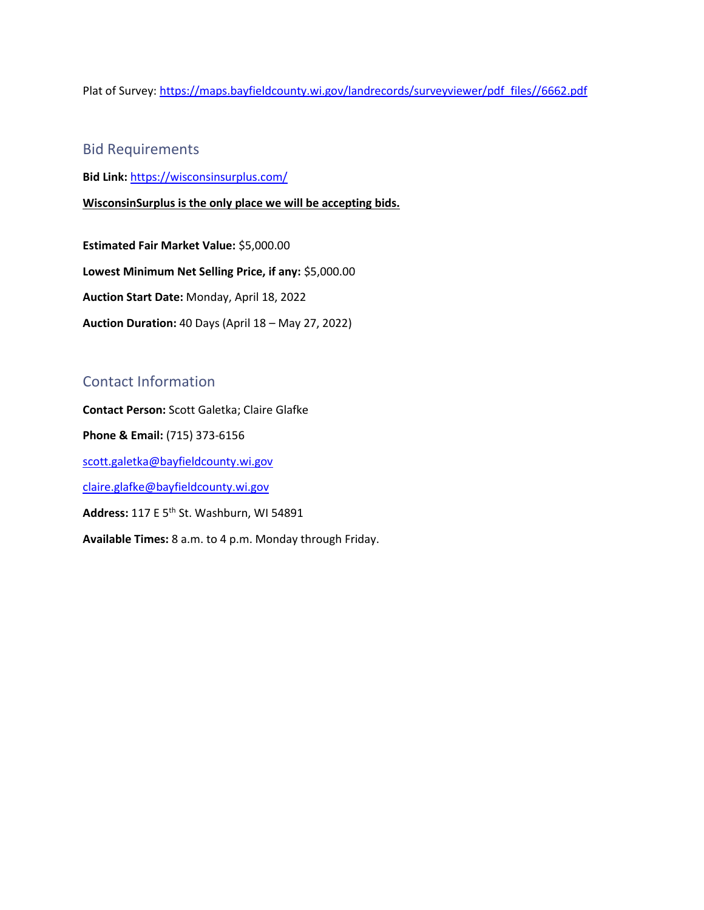Plat of Survey: https://maps.bayfieldcounty.wi.gov/landrecords/surveyviewer/pdf_files//6662.pdf

## Bid Requirements

**Bid Link:** https://wisconsinsurplus.com/

**WisconsinSurplus is the only place we will be accepting bids.**

**Estimated Fair Market Value:** $5,000.00

**Lowest Minimum Net Selling Price, if any:** $5,000.00

**Auction Start Date:** Monday, April 18, 2022

**Auction Duration:** 40 Days (April 18 – May 27, 2022)

## Contact Information

**Contact Person:** Scott Galetka; Claire Glafke

**Phone & Email:** (715) 373-6156

scott.galetka@bayfieldcounty.wi.gov

claire.glafke@bayfieldcounty.wi.gov

**Address:** 117 E 5th St. Washburn, WI 54891

**Available Times:** 8 a.m. to 4 p.m. Monday through Friday.